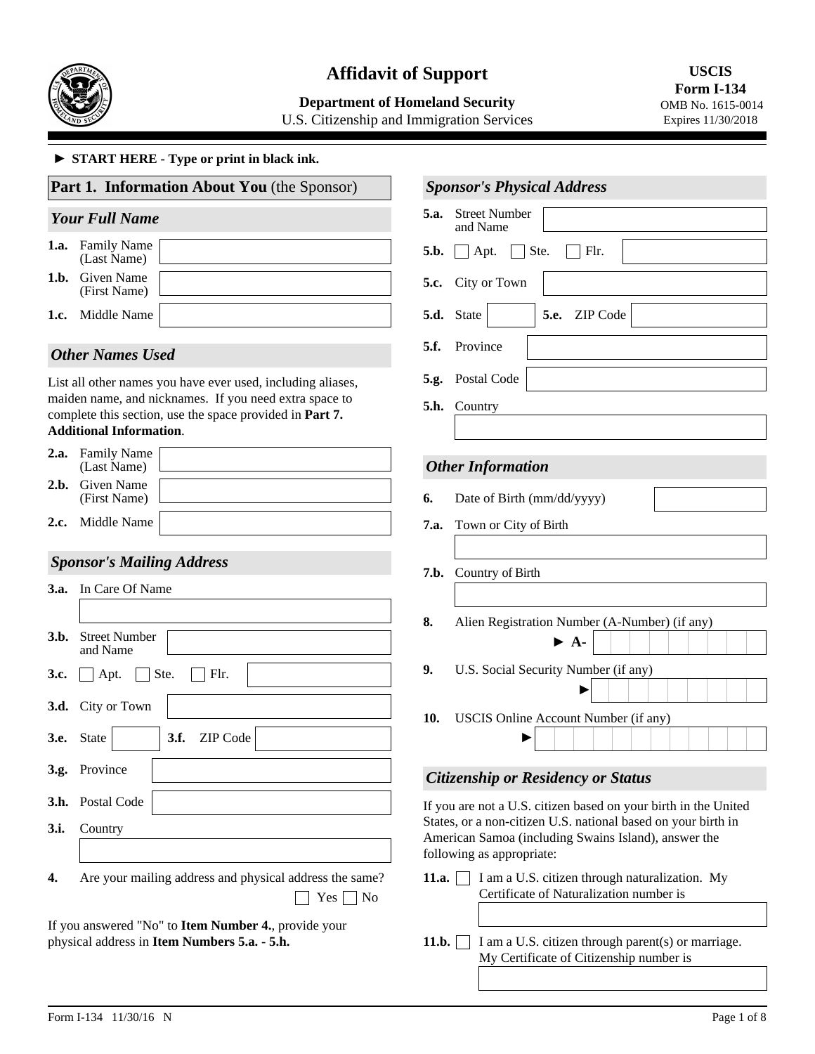# Affidavit of Support

**Department of Homeland Security**
U.S. Citizenship and Immigration Services

**USCIS**
**Form I-134**
OMB No. 1615-0014
Expires 11/30/2018

► **START HERE - Type or print in black ink.**

## Part 1. Information About You (the Sponsor)

### *Your Full Name*

**1.a.** Family Name (Last Name)

**1.b.** Given Name (First Name)

**1.c.** Middle Name

### *Other Names Used*

List all other names you have ever used, including aliases, maiden name, and nicknames. If you need extra space to complete this section, use the space provided in **Part 7. Additional Information**.

**2.a.** Family Name (Last Name)

**2.b.** Given Name (First Name)

**2.c.** Middle Name

### *Sponsor's Mailing Address*

**3.a.** In Care Of Name

**3.b.** Street Number and Name

**3.c.** ☐ Apt. ☐ Ste. ☐ Flr.

**3.d.** City or Town

**3.e.** State **3.f.** ZIP Code

**3.g.** Province

**3.h.** Postal Code

**3.i.** Country

**4.** Are your mailing address and physical address the same? ☐ Yes ☐ No

If you answered "No" to **Item Number 4.**, provide your physical address in **Item Numbers 5.a. - 5.h.**

### *Sponsor's Physical Address*

**5.a.** Street Number and Name

**5.b.** ☐ Apt. ☐ Ste. ☐ Flr.

**5.c.** City or Town

**5.d.** State **5.e.** ZIP Code

**5.f.** Province

**5.g.** Postal Code

**5.h.** Country

### *Other Information*

**6.** Date of Birth (mm/dd/yyyy)

**7.a.** Town or City of Birth

**7.b.** Country of Birth

**8.** Alien Registration Number (A-Number) (if any)
► **A-**

**9.** U.S. Social Security Number (if any)
►

**10.** USCIS Online Account Number (if any)
►

### *Citizenship or Residency or Status*

If you are not a U.S. citizen based on your birth in the United States, or a non-citizen U.S. national based on your birth in American Samoa (including Swains Island), answer the following as appropriate:

**11.a.** ☐ I am a U.S. citizen through naturalization. My Certificate of Naturalization number is

**11.b.** ☐ I am a U.S. citizen through parent(s) or marriage. My Certificate of Citizenship number is

Form I-134 11/30/16 N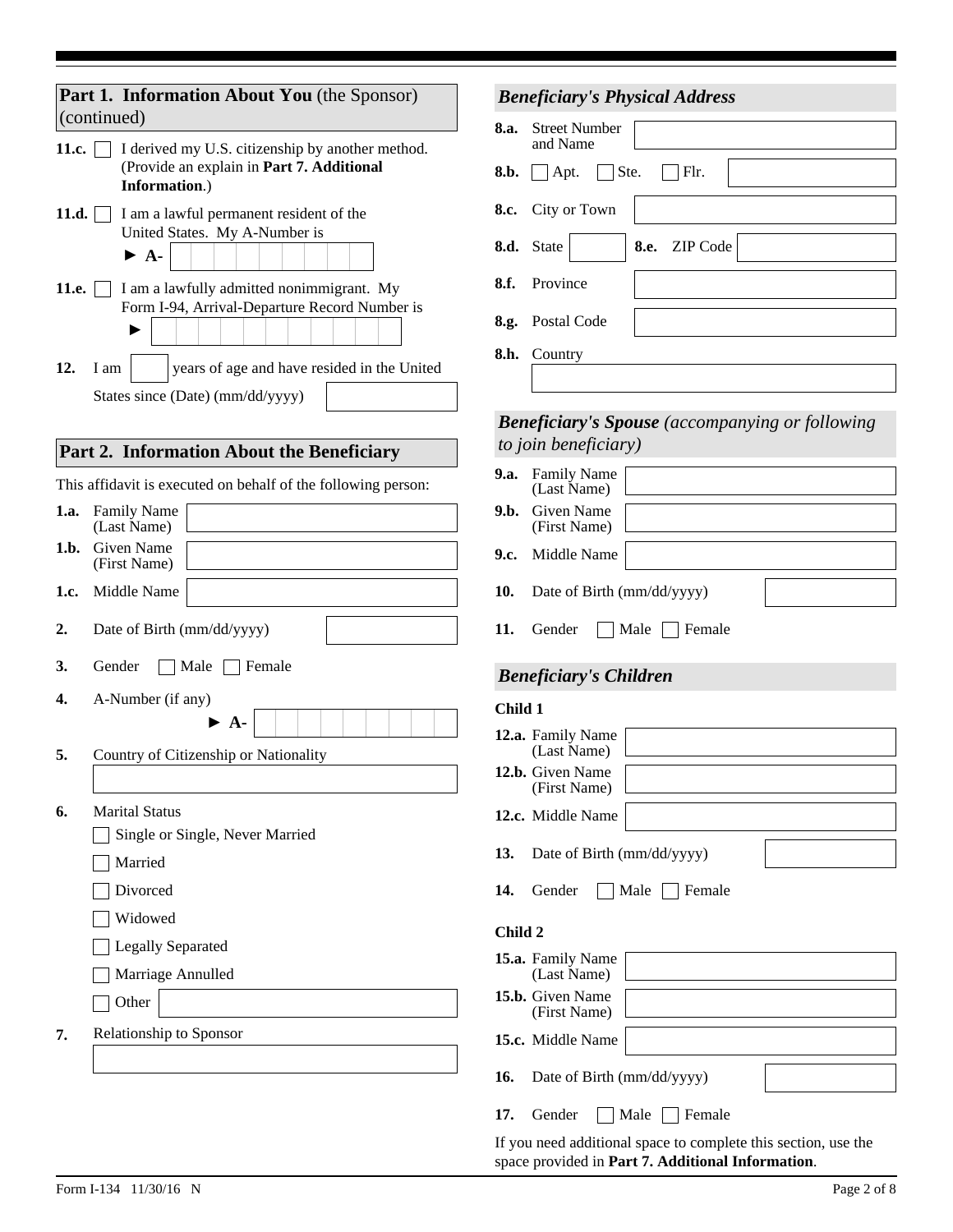## Part 1. Information About You (the Sponsor) (continued)

**11.c.** ☐ I derived my U.S. citizenship by another method. (Provide an explain in **Part 7. Additional Information**.)

**11.d.** ☐ I am a lawful permanent resident of the United States. My A-Number is
► A-

**11.e.** ☐ I am a lawfully admitted nonimmigrant. My Form I-94, Arrival-Departure Record Number is
►

**12.** I am ____ years of age and have resided in the United States since (Date) (mm/dd/yyyy)

## Part 2. Information About the Beneficiary

This affidavit is executed on behalf of the following person:

**1.a.** Family Name (Last Name)

**1.b.** Given Name (First Name)

**1.c.** Middle Name

**2.** Date of Birth (mm/dd/yyyy)

**3.** Gender ☐ Male ☐ Female

**4.** A-Number (if any)
► A-

**5.** Country of Citizenship or Nationality

**6.** Marital Status

☐ Single or Single, Never Married

☐ Married

☐ Divorced

☐ Widowed

☐ Legally Separated

☐ Marriage Annulled

☐ Other

**7.** Relationship to Sponsor

### *Beneficiary's Physical Address*

**8.a.** Street Number and Name

**8.b.** ☐ Apt. ☐ Ste. ☐ Flr.

**8.c.** City or Town

**8.d.** State **8.e.** ZIP Code

**8.f.** Province

**8.g.** Postal Code

**8.h.** Country

### *Beneficiary's Spouse (accompanying or following to join beneficiary)*

**9.a.** Family Name (Last Name)

**9.b.** Given Name (First Name)

**9.c.** Middle Name

**10.** Date of Birth (mm/dd/yyyy)

**11.** Gender ☐ Male ☐ Female

### *Beneficiary's Children*

**Child 1**

**12.a.** Family Name (Last Name)

**12.b.** Given Name (First Name)

**12.c.** Middle Name

**13.** Date of Birth (mm/dd/yyyy)

**14.** Gender ☐ Male ☐ Female

**Child 2**

**15.a.** Family Name (Last Name)

**15.b.** Given Name (First Name)

**15.c.** Middle Name

**16.** Date of Birth (mm/dd/yyyy)

**17.** Gender ☐ Male ☐ Female

If you need additional space to complete this section, use the space provided in **Part 7. Additional Information**.

Form I-134 11/30/16 N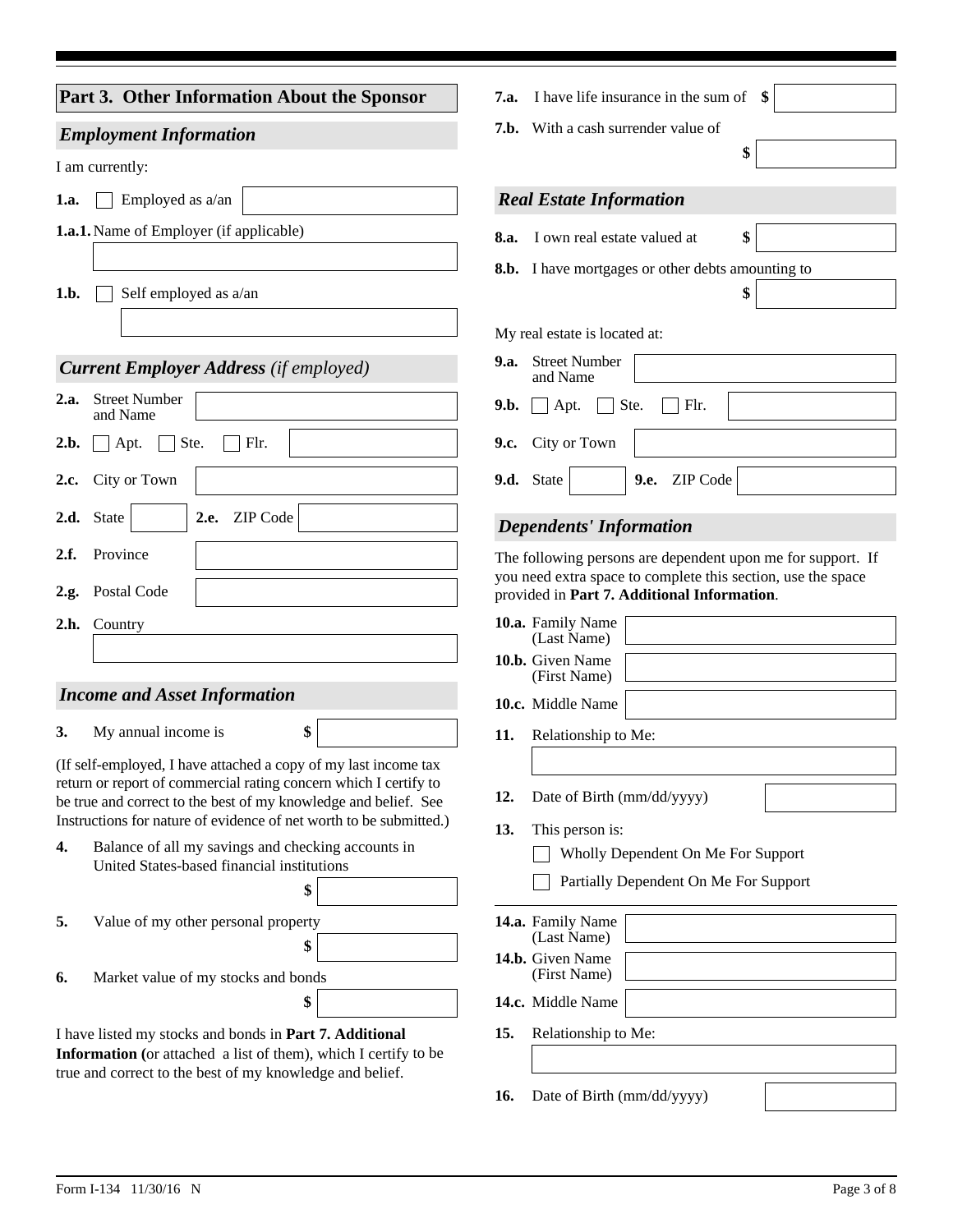## Part 3. Other Information About the Sponsor

### *Employment Information*

I am currently:

**1.a.** ☐ Employed as a/an

**1.a.1.** Name of Employer (if applicable)

**1.b.** ☐ Self employed as a/an

### *Current Employer Address (if employed)*

**2.a.** Street Number and Name

**2.b.** ☐ Apt. ☐ Ste. ☐ Flr.

**2.c.** City or Town

**2.d.** State **2.e.** ZIP Code

**2.f.** Province

**2.g.** Postal Code

**2.h.** Country

### *Income and Asset Information*

**3.** My annual income is $

(If self-employed, I have attached a copy of my last income tax return or report of commercial rating concern which I certify to be true and correct to the best of my knowledge and belief. See Instructions for nature of evidence of net worth to be submitted.)

**4.** Balance of all my savings and checking accounts in United States-based financial institutions $

**5.** Value of my other personal property $

**6.** Market value of my stocks and bonds $

I have listed my stocks and bonds in **Part 7. Additional Information (**or attached a list of them), which I certify to be true and correct to the best of my knowledge and belief.

**7.a.** I have life insurance in the sum of $

**7.b.** With a cash surrender value of $

### *Real Estate Information*

**8.a.** I own real estate valued at $

**8.b.** I have mortgages or other debts amounting to $

My real estate is located at:

**9.a.** Street Number and Name

**9.b.** ☐ Apt. ☐ Ste. ☐ Flr.

**9.c.** City or Town

**9.d.** State **9.e.** ZIP Code

### *Dependents' Information*

The following persons are dependent upon me for support. If you need extra space to complete this section, use the space provided in **Part 7. Additional Information**.

**10.a.** Family Name (Last Name)

**10.b.** Given Name (First Name)

**10.c.** Middle Name

**11.** Relationship to Me:

**12.** Date of Birth (mm/dd/yyyy)

**13.** This person is:

☐ Wholly Dependent On Me For Support

☐ Partially Dependent On Me For Support

**14.a.** Family Name (Last Name)

**14.b.** Given Name (First Name)

**14.c.** Middle Name

**15.** Relationship to Me:

**16.** Date of Birth (mm/dd/yyyy)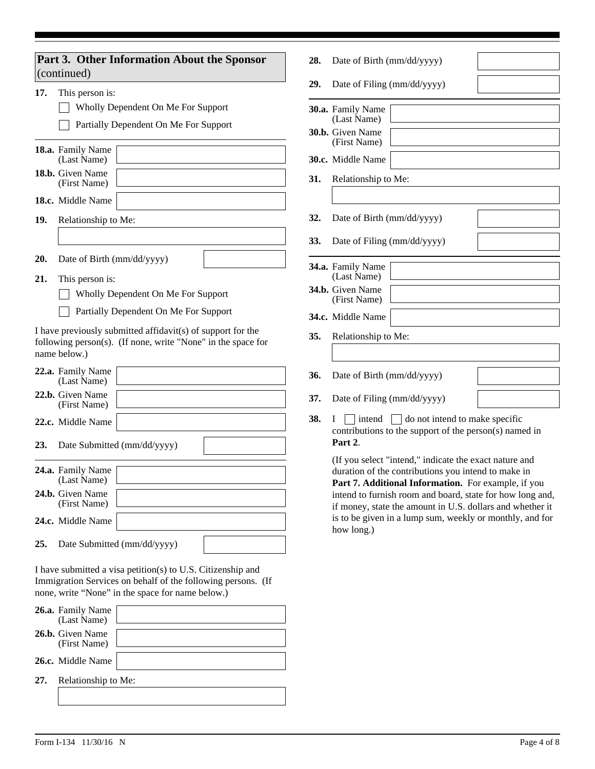## Part 3. Other Information About the Sponsor (continued)

**17.** This person is:

☐ Wholly Dependent On Me For Support

☐ Partially Dependent On Me For Support

**18.a.** Family Name (Last Name)

**18.b.** Given Name (First Name)

**18.c.** Middle Name

**19.** Relationship to Me:

**20.** Date of Birth (mm/dd/yyyy)

**21.** This person is:

☐ Wholly Dependent On Me For Support

☐ Partially Dependent On Me For Support

I have previously submitted affidavit(s) of support for the following person(s). (If none, write "None" in the space for name below.)

**22.a.** Family Name (Last Name)

**22.b.** Given Name (First Name)

**22.c.** Middle Name

**23.** Date Submitted (mm/dd/yyyy)

**24.a.** Family Name (Last Name)

**24.b.** Given Name (First Name)

**24.c.** Middle Name

**25.** Date Submitted (mm/dd/yyyy)

I have submitted a visa petition(s) to U.S. Citizenship and Immigration Services on behalf of the following persons. (If none, write "None" in the space for name below.)

**26.a.** Family Name (Last Name)

**26.b.** Given Name (First Name)

**26.c.** Middle Name

**27.** Relationship to Me:

**28.** Date of Birth (mm/dd/yyyy)

**29.** Date of Filing (mm/dd/yyyy)

**30.a.** Family Name (Last Name)

**30.b.** Given Name (First Name)

**30.c.** Middle Name

**31.** Relationship to Me:

**32.** Date of Birth (mm/dd/yyyy)

**33.** Date of Filing (mm/dd/yyyy)

**34.a.** Family Name (Last Name)

**34.b.** Given Name (First Name)

**34.c.** Middle Name

**35.** Relationship to Me:

**36.** Date of Birth (mm/dd/yyyy)

**37.** Date of Filing (mm/dd/yyyy)

**38.** I ☐ intend ☐ do not intend to make specific contributions to the support of the person(s) named in **Part 2**.

(If you select "intend," indicate the exact nature and duration of the contributions you intend to make in **Part 7. Additional Information.** For example, if you intend to furnish room and board, state for how long and, if money, state the amount in U.S. dollars and whether it is to be given in a lump sum, weekly or monthly, and for how long.)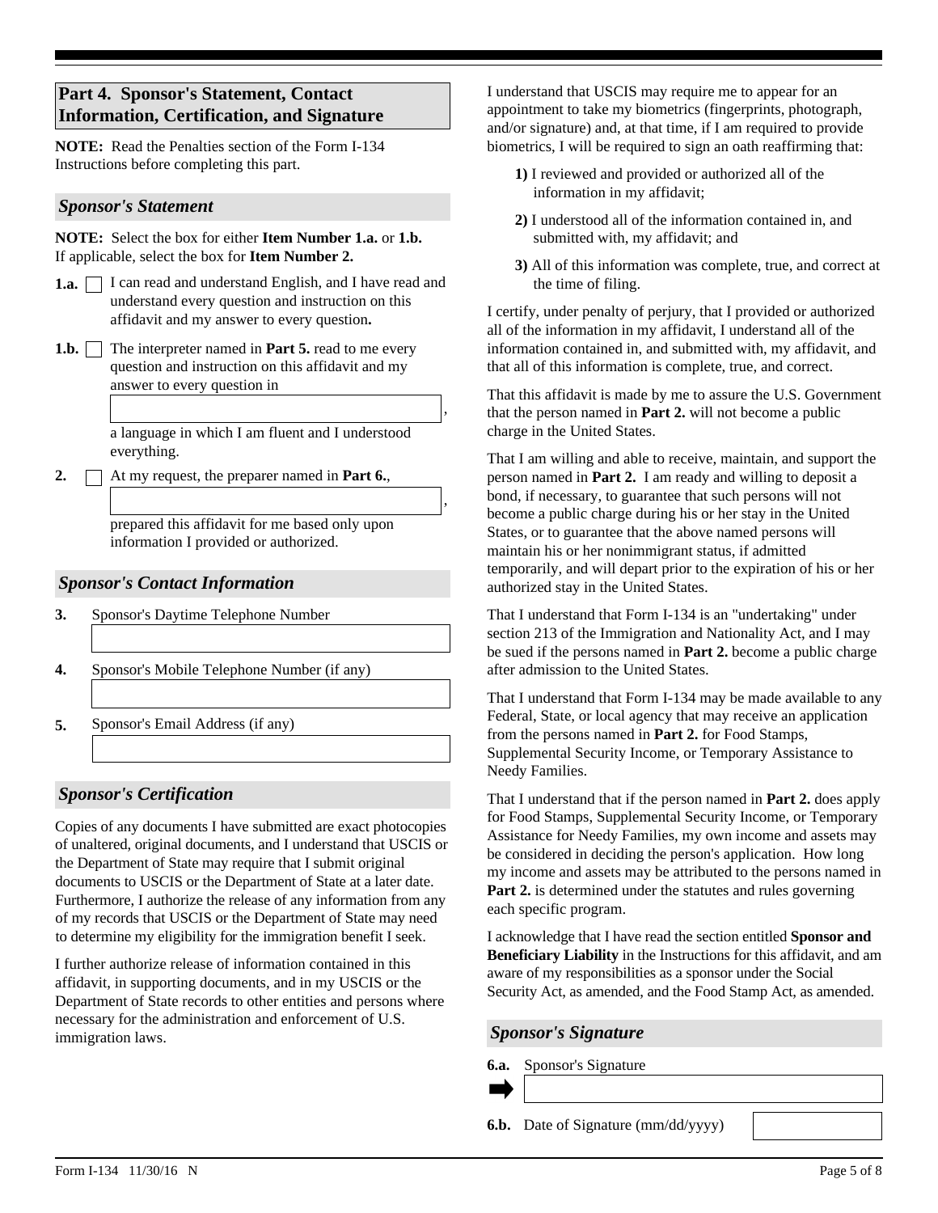## Part 4. Sponsor's Statement, Contact Information, Certification, and Signature

**NOTE:** Read the Penalties section of the Form I-134 Instructions before completing this part.

### *Sponsor's Statement*

**NOTE:** Select the box for either **Item Number 1.a.** or **1.b.** If applicable, select the box for **Item Number 2.**

**1.a.** ☐ I can read and understand English, and I have read and understand every question and instruction on this affidavit and my answer to every question**.**

**1.b.** ☐ The interpreter named in **Part 5.** read to me every question and instruction on this affidavit and my answer to every question in

\_\_\_\_\_\_\_\_\_\_\_\_\_\_\_\_\_\_\_\_,

a language in which I am fluent and I understood everything.

**2.** ☐ At my request, the preparer named in **Part 6.**,

\_\_\_\_\_\_\_\_\_\_\_\_\_\_\_\_\_\_\_\_,

prepared this affidavit for me based only upon information I provided or authorized.

### *Sponsor's Contact Information*

**3.** Sponsor's Daytime Telephone Number

**4.** Sponsor's Mobile Telephone Number (if any)

**5.** Sponsor's Email Address (if any)

### *Sponsor's Certification*

Copies of any documents I have submitted are exact photocopies of unaltered, original documents, and I understand that USCIS or the Department of State may require that I submit original documents to USCIS or the Department of State at a later date. Furthermore, I authorize the release of any information from any of my records that USCIS or the Department of State may need to determine my eligibility for the immigration benefit I seek.

I further authorize release of information contained in this affidavit, in supporting documents, and in my USCIS or the Department of State records to other entities and persons where necessary for the administration and enforcement of U.S. immigration laws.

I understand that USCIS may require me to appear for an appointment to take my biometrics (fingerprints, photograph, and/or signature) and, at that time, if I am required to provide biometrics, I will be required to sign an oath reaffirming that:

**1)** I reviewed and provided or authorized all of the information in my affidavit;

**2)** I understood all of the information contained in, and submitted with, my affidavit; and

**3)** All of this information was complete, true, and correct at the time of filing.

I certify, under penalty of perjury, that I provided or authorized all of the information in my affidavit, I understand all of the information contained in, and submitted with, my affidavit, and that all of this information is complete, true, and correct.

That this affidavit is made by me to assure the U.S. Government that the person named in **Part 2.** will not become a public charge in the United States.

That I am willing and able to receive, maintain, and support the person named in **Part 2.** I am ready and willing to deposit a bond, if necessary, to guarantee that such persons will not become a public charge during his or her stay in the United States, or to guarantee that the above named persons will maintain his or her nonimmigrant status, if admitted temporarily, and will depart prior to the expiration of his or her authorized stay in the United States.

That I understand that Form I-134 is an "undertaking" under section 213 of the Immigration and Nationality Act, and I may be sued if the persons named in **Part 2.** become a public charge after admission to the United States.

That I understand that Form I-134 may be made available to any Federal, State, or local agency that may receive an application from the persons named in **Part 2.** for Food Stamps, Supplemental Security Income, or Temporary Assistance to Needy Families.

That I understand that if the person named in **Part 2.** does apply for Food Stamps, Supplemental Security Income, or Temporary Assistance for Needy Families, my own income and assets may be considered in deciding the person's application. How long my income and assets may be attributed to the persons named in **Part 2.** is determined under the statutes and rules governing each specific program.

I acknowledge that I have read the section entitled **Sponsor and Beneficiary Liability** in the Instructions for this affidavit, and am aware of my responsibilities as a sponsor under the Social Security Act, as amended, and the Food Stamp Act, as amended.

### *Sponsor's Signature*

**6.a.** Sponsor's Signature

**6.b.** Date of Signature (mm/dd/yyyy)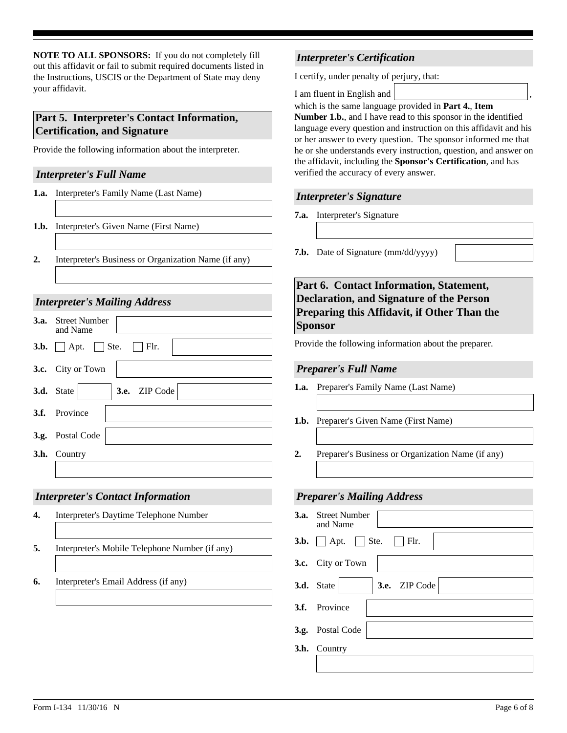**NOTE TO ALL SPONSORS:** If you do not completely fill out this affidavit or fail to submit required documents listed in the Instructions, USCIS or the Department of State may deny your affidavit.

## Part 5. Interpreter's Contact Information, Certification, and Signature

Provide the following information about the interpreter.

### *Interpreter's Full Name*

**1.a.** Interpreter's Family Name (Last Name)

**1.b.** Interpreter's Given Name (First Name)

**2.** Interpreter's Business or Organization Name (if any)

### *Interpreter's Mailing Address*

**3.a.** Street Number and Name

**3.b.** ☐ Apt. ☐ Ste. ☐ Flr.

**3.c.** City or Town

**3.d.** State **3.e.** ZIP Code

**3.f.** Province

**3.g.** Postal Code

**3.h.** Country

### *Interpreter's Contact Information*

**4.** Interpreter's Daytime Telephone Number

**5.** Interpreter's Mobile Telephone Number (if any)

**6.** Interpreter's Email Address (if any)

### *Interpreter's Certification*

I certify, under penalty of perjury, that:

I am fluent in English and ______________________, which is the same language provided in **Part 4.**, **Item Number 1.b.**, and I have read to this sponsor in the identified language every question and instruction on this affidavit and his or her answer to every question. The sponsor informed me that he or she understands every instruction, question, and answer on the affidavit, including the **Sponsor's Certification**, and has verified the accuracy of every answer.

### *Interpreter's Signature*

**7.a.** Interpreter's Signature

**7.b.** Date of Signature (mm/dd/yyyy)

## Part 6. Contact Information, Statement, Declaration, and Signature of the Person Preparing this Affidavit, if Other Than the Sponsor

Provide the following information about the preparer.

### *Preparer's Full Name*

**1.a.** Preparer's Family Name (Last Name)

**1.b.** Preparer's Given Name (First Name)

**2.** Preparer's Business or Organization Name (if any)

### *Preparer's Mailing Address*

**3.a.** Street Number and Name

**3.b.** ☐ Apt. ☐ Ste. ☐ Flr.

**3.c.** City or Town

**3.d.** State **3.e.** ZIP Code

**3.f.** Province

**3.g.** Postal Code

**3.h.** Country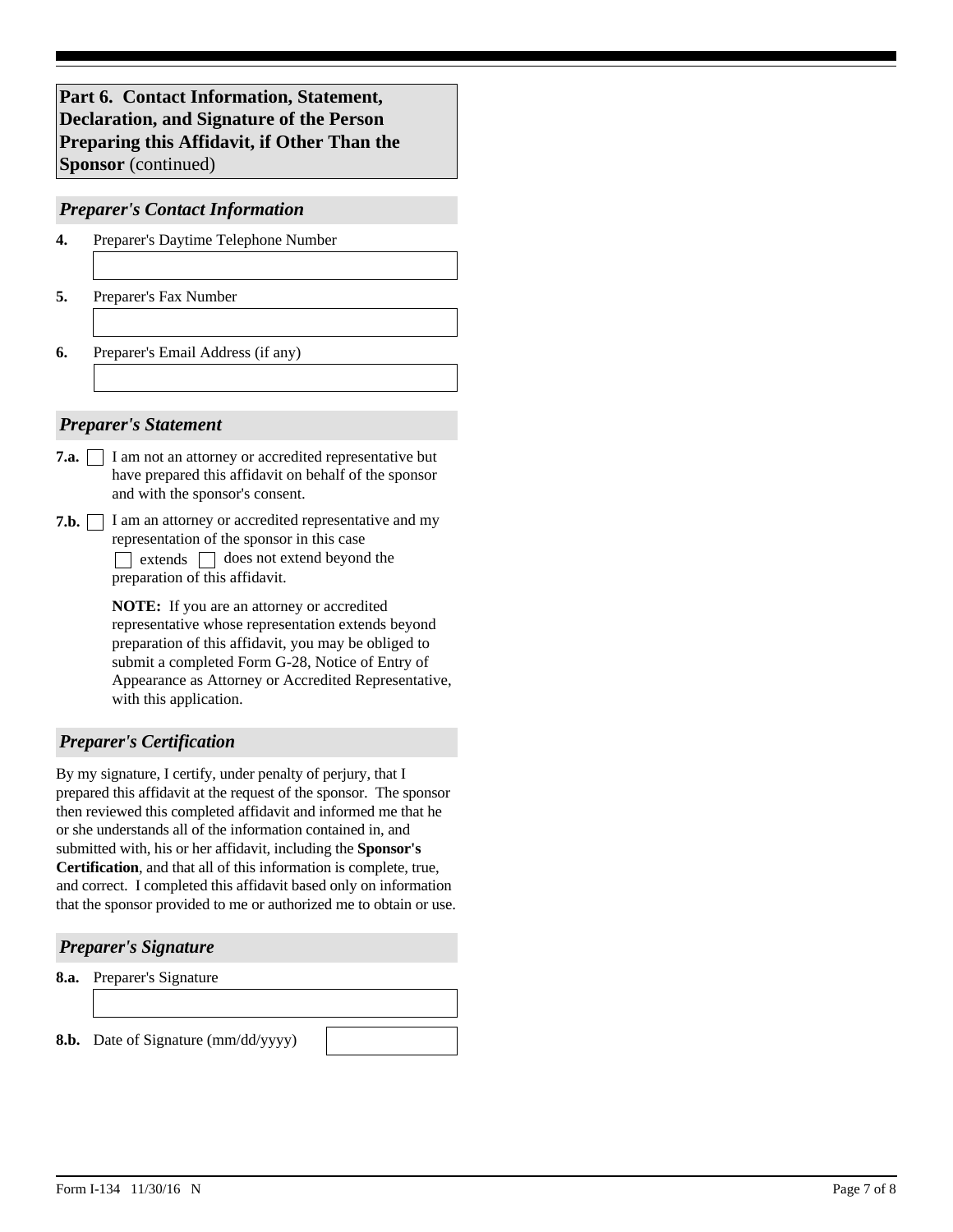## Part 6. Contact Information, Statement, Declaration, and Signature of the Person Preparing this Affidavit, if Other Than the Sponsor (continued)

### *Preparer's Contact Information*

**4.** Preparer's Daytime Telephone Number

**5.** Preparer's Fax Number

**6.** Preparer's Email Address (if any)

### *Preparer's Statement*

**7.a.** ☐ I am not an attorney or accredited representative but have prepared this affidavit on behalf of the sponsor and with the sponsor's consent.

**7.b.** ☐ I am an attorney or accredited representative and my representation of the sponsor in this case ☐ extends ☐ does not extend beyond the preparation of this affidavit.

**NOTE:** If you are an attorney or accredited representative whose representation extends beyond preparation of this affidavit, you may be obliged to submit a completed Form G-28, Notice of Entry of Appearance as Attorney or Accredited Representative, with this application.

### *Preparer's Certification*

By my signature, I certify, under penalty of perjury, that I prepared this affidavit at the request of the sponsor. The sponsor then reviewed this completed affidavit and informed me that he or she understands all of the information contained in, and submitted with, his or her affidavit, including the **Sponsor's Certification**, and that all of this information is complete, true, and correct. I completed this affidavit based only on information that the sponsor provided to me or authorized me to obtain or use.

### *Preparer's Signature*

**8.a.** Preparer's Signature

**8.b.** Date of Signature (mm/dd/yyyy)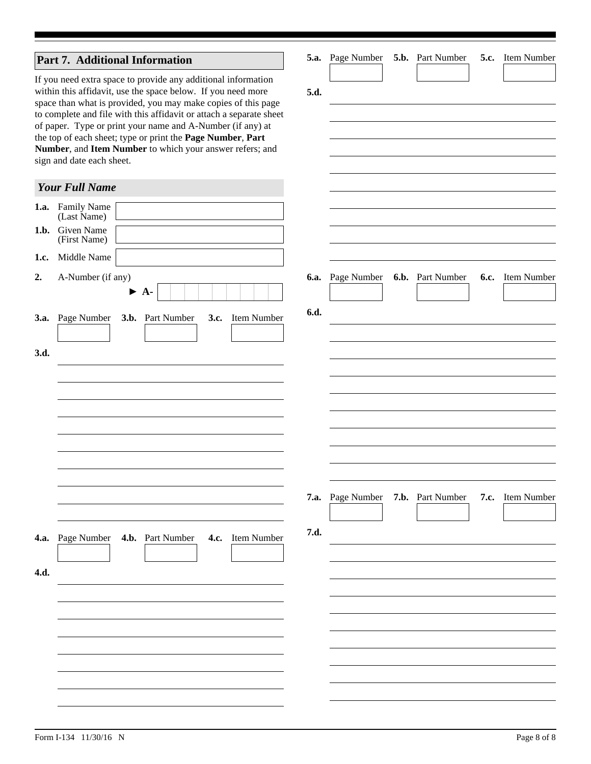## Part 7. Additional Information

If you need extra space to provide any additional information within this affidavit, use the space below. If you need more space than what is provided, you may make copies of this page to complete and file with this affidavit or attach a separate sheet of paper. Type or print your name and A-Number (if any) at the top of each sheet; type or print the **Page Number**, **Part Number**, and **Item Number** to which your answer refers; and sign and date each sheet.

### *Your Full Name*

**1.a.** Family Name (Last Name)

**1.b.** Given Name (First Name)

**1.c.** Middle Name

**2.** A-Number (if any) ► A-

**3.a.** Page Number **3.b.** Part Number **3.c.** Item Number

**3.d.**

**4.a.** Page Number **4.b.** Part Number **4.c.** Item Number

**4.d.**

**5.a.** Page Number **5.b.** Part Number **5.c.** Item Number

**5.d.**

**6.a.** Page Number **6.b.** Part Number **6.c.** Item Number

**6.d.**

**7.a.** Page Number **7.b.** Part Number **7.c.** Item Number

**7.d.**

Form I-134 11/30/16 N